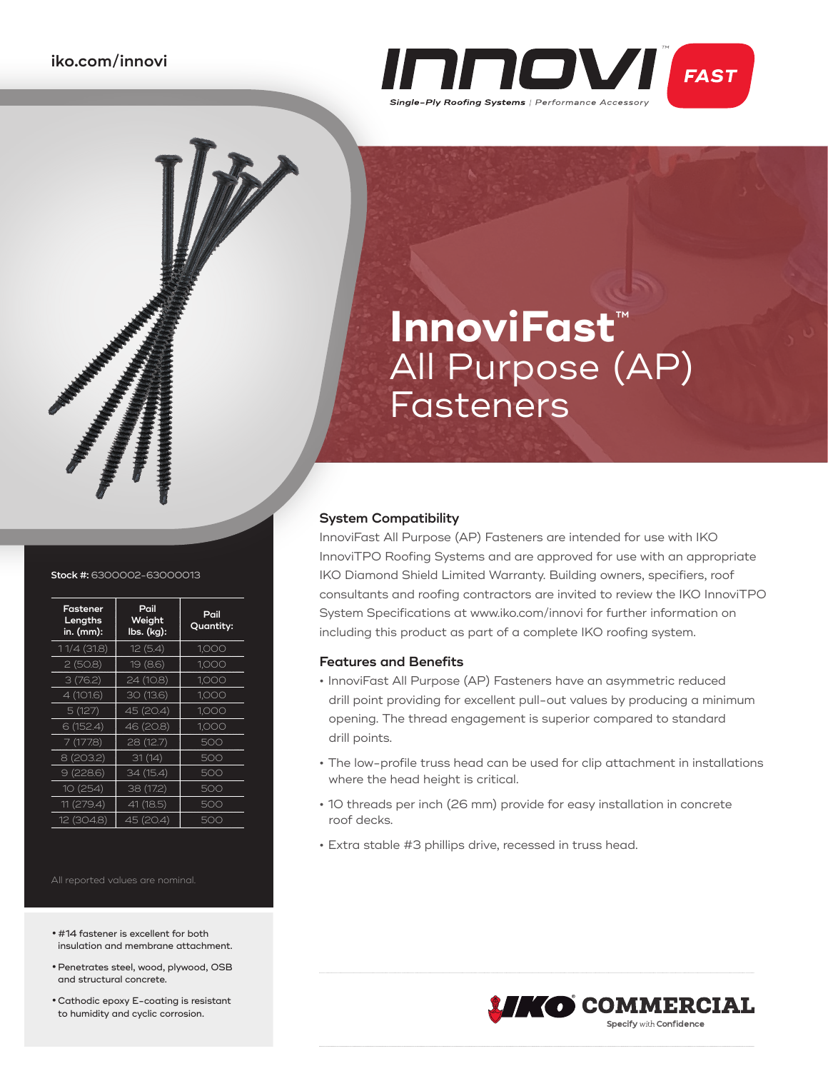iko.com/innovi

INNOVI™ FAST

Single-Ply Roofing Systems | Performance Accessory

# InnoviFast™ All Purpose (AP) Fasteners

**Stock #:** 6300002-63000013

| Fastener Lengths in. (mm): | Pail Weight lbs. (kg): | Pail Quantity: |
|---|---|---|
| 1 1/4 (31.8) | 12 (5.4) | 1,000 |
| 2 (50.8) | 19 (8.6) | 1,000 |
| 3 (76.2) | 24 (10.8) | 1,000 |
| 4 (101.6) | 30 (13.6) | 1,000 |
| 5 (127) | 45 (20.4) | 1,000 |
| 6 (152.4) | 46 (20.8) | 1,000 |
| 7 (177.8) | 28 (12.7) | 500 |
| 8 (203.2) | 31 (14) | 500 |
| 9 (228.6) | 34 (15.4) | 500 |
| 10 (254) | 38 (17.2) | 500 |
| 11 (279.4) | 41 (18.5) | 500 |
| 12 (304.8) | 45 (20.4) | 500 |

All reported values are nominal.

- #14 fastener is excellent for both insulation and membrane attachment.
- Penetrates steel, wood, plywood, OSB and structural concrete.
- Cathodic epoxy E-coating is resistant to humidity and cyclic corrosion.

## System Compatibility

InnoviFast All Purpose (AP) Fasteners are intended for use with IKO InnoviTPO Roofing Systems and are approved for use with an appropriate IKO Diamond Shield Limited Warranty. Building owners, specifiers, roof consultants and roofing contractors are invited to review the IKO InnoviTPO System Specifications at www.iko.com/innovi for further information on including this product as part of a complete IKO roofing system.

## Features and Benefits

- InnoviFast All Purpose (AP) Fasteners have an asymmetric reduced drill point providing for excellent pull-out values by producing a minimum opening. The thread engagement is superior compared to standard drill points.
- The low-profile truss head can be used for clip attachment in installations where the head height is critical.
- 10 threads per inch (26 mm) provide for easy installation in concrete roof decks.
- Extra stable #3 phillips drive, recessed in truss head.

IKO® COMMERCIAL

Specify with Confidence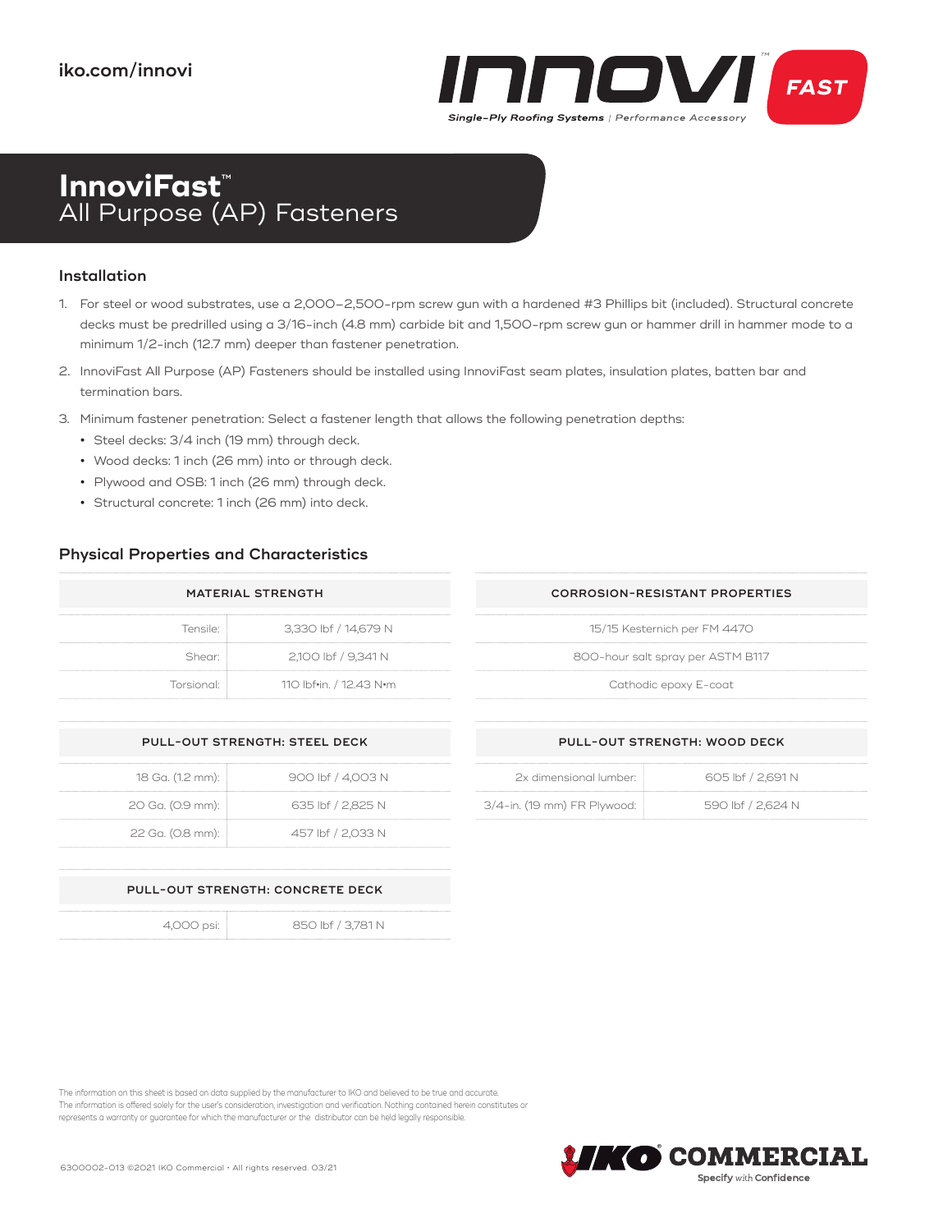iko.com/innovi

# InnoviFast™ All Purpose (AP) Fasteners

## Installation

1. For steel or wood substrates, use a 2,000–2,500-rpm screw gun with a hardened #3 Phillips bit (included). Structural concrete decks must be predrilled using a 3/16-inch (4.8 mm) carbide bit and 1,500-rpm screw gun or hammer drill in hammer mode to a minimum 1/2-inch (12.7 mm) deeper than fastener penetration.
2. InnoviFast All Purpose (AP) Fasteners should be installed using InnoviFast seam plates, insulation plates, batten bar and termination bars.
3. Minimum fastener penetration: Select a fastener length that allows the following penetration depths:
   - Steel decks: 3/4 inch (19 mm) through deck.
   - Wood decks: 1 inch (26 mm) into or through deck.
   - Plywood and OSB: 1 inch (26 mm) through deck.
   - Structural concrete: 1 inch (26 mm) into deck.

## Physical Properties and Characteristics

| MATERIAL STRENGTH | |
|---|---|
| Tensile: | 3,330 lbf / 14,679 N |
| Shear: | 2,100 lbf / 9,341 N |
| Torsional: | 110 lbf•in. / 12.43 N•m |

| CORROSION-RESISTANT PROPERTIES |
|---|
| 15/15 Kesternich per FM 4470 |
| 800-hour salt spray per ASTM B117 |
| Cathodic epoxy E-coat |

| PULL-OUT STRENGTH: STEEL DECK | |
|---|---|
| 18 Ga. (1.2 mm): | 900 lbf / 4,003 N |
| 20 Ga. (0.9 mm): | 635 lbf / 2,825 N |
| 22 Ga. (0.8 mm): | 457 lbf / 2,033 N |

| PULL-OUT STRENGTH: WOOD DECK | |
|---|---|
| 2x dimensional lumber: | 605 lbf / 2,691 N |
| 3/4-in. (19 mm) FR Plywood: | 590 lbf / 2,624 N |

| PULL-OUT STRENGTH: CONCRETE DECK | |
|---|---|
| 4,000 psi: | 850 lbf / 3,781 N |

The information on this sheet is based on data supplied by the manufacturer to IKO and believed to be true and accurate. The information is offered solely for the user's consideration, investigation and verification. Nothing contained herein constitutes or represents a warranty or guarantee for which the manufacturer or the distributor can be held legally responsible.

6300002-013 ©2021 IKO Commercial • All rights reserved. 03/21